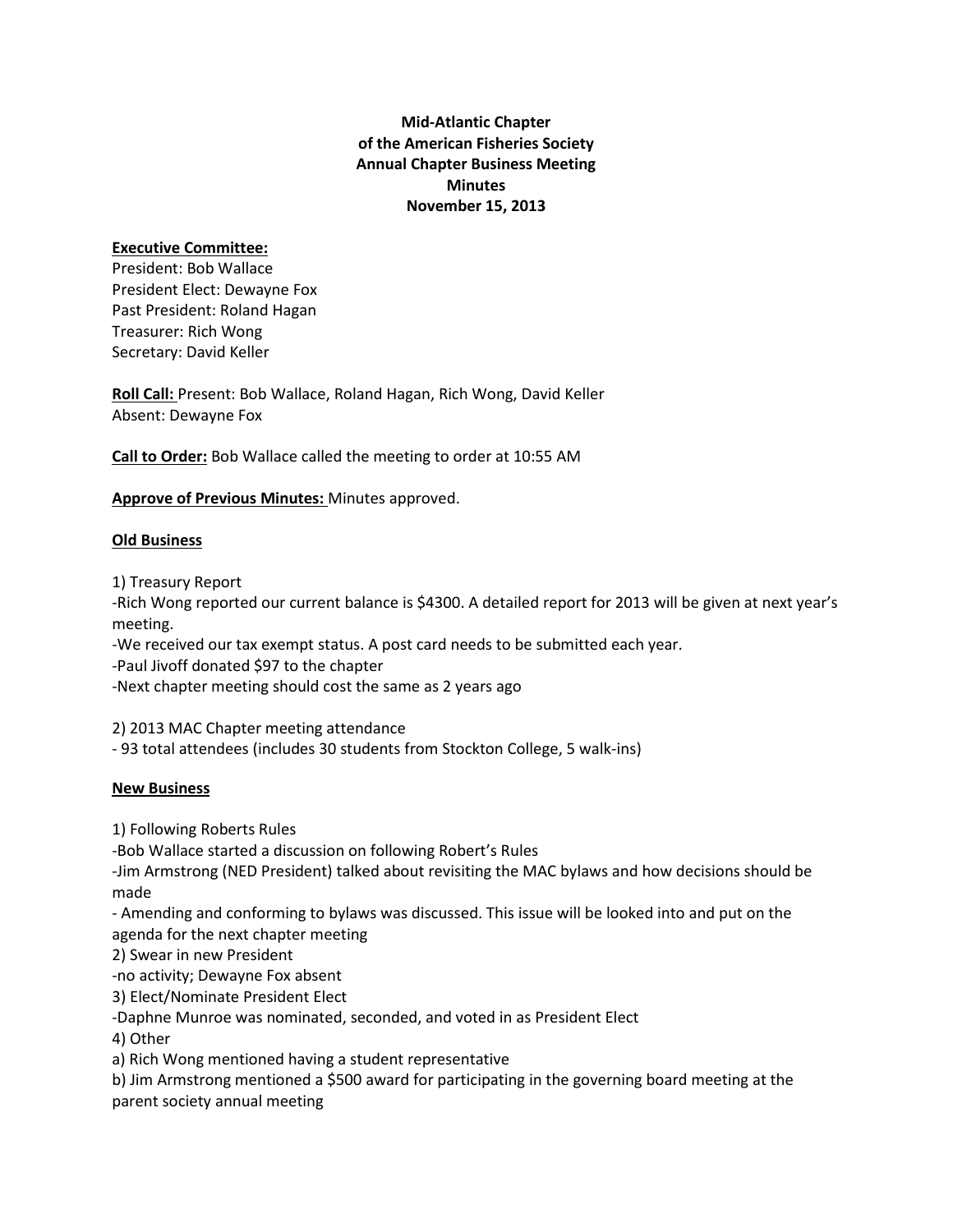**Mid-Atlantic Chapter**
**of the American Fisheries Society**
**Annual Chapter Business Meeting**
**Minutes**
**November 15, 2013**

**Executive Committee:**
President: Bob Wallace
President Elect: Dewayne Fox
Past President: Roland Hagan
Treasurer: Rich Wong
Secretary: David Keller

**Roll Call:** Present: Bob Wallace, Roland Hagan, Rich Wong, David Keller
Absent: Dewayne Fox

**Call to Order:** Bob Wallace called the meeting to order at 10:55 AM

**Approve of Previous Minutes:** Minutes approved.

**Old Business**

1) Treasury Report
-Rich Wong reported our current balance is $4300. A detailed report for 2013 will be given at next year's meeting.
-We received our tax exempt status. A post card needs to be submitted each year.
-Paul Jivoff donated $97 to the chapter
-Next chapter meeting should cost the same as 2 years ago

2) 2013 MAC Chapter meeting attendance
- 93 total attendees (includes 30 students from Stockton College, 5 walk-ins)

**New Business**

1) Following Roberts Rules
-Bob Wallace started a discussion on following Robert's Rules
-Jim Armstrong (NED President) talked about revisiting the MAC bylaws and how decisions should be made
- Amending and conforming to bylaws was discussed. This issue will be looked into and put on the agenda for the next chapter meeting
2) Swear in new President
-no activity; Dewayne Fox absent
3) Elect/Nominate President Elect
-Daphne Munroe was nominated, seconded, and voted in as President Elect
4) Other
a) Rich Wong mentioned having a student representative
b) Jim Armstrong mentioned a $500 award for participating in the governing board meeting at the parent society annual meeting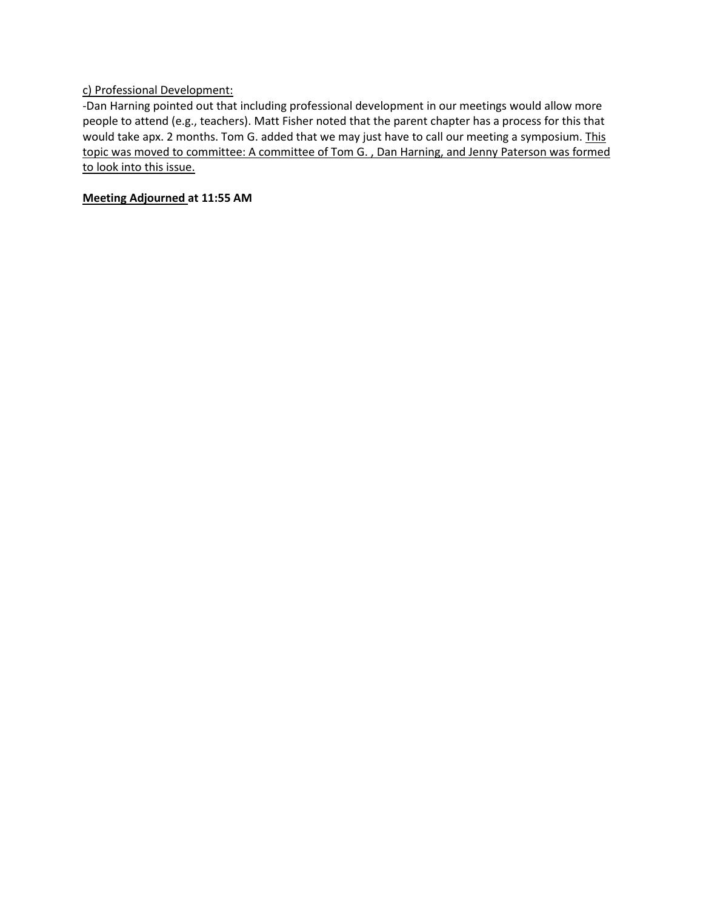c) Professional Development:

-Dan Harning pointed out that including professional development in our meetings would allow more people to attend (e.g., teachers). Matt Fisher noted that the parent chapter has a process for this that would take apx. 2 months. Tom G. added that we may just have to call our meeting a symposium. This topic was moved to committee: A committee of Tom G. , Dan Harning, and Jenny Paterson was formed to look into this issue.

**Meeting Adjourned at 11:55 AM**